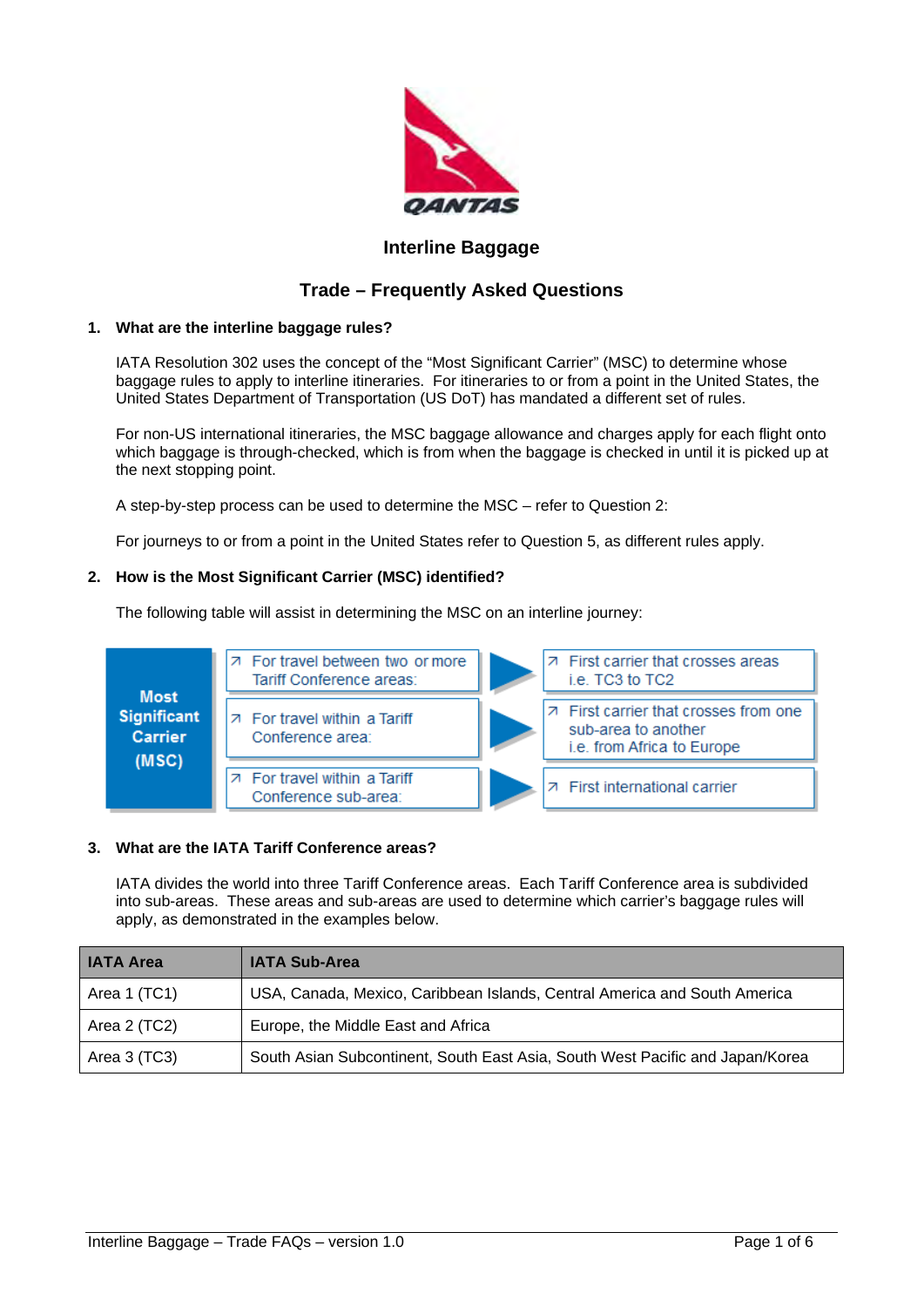# Interline Baggage

## Trade – Frequently Asked Questions

### 1. What are the interline baggage rules?

IATA Resolution 302 uses the concept of the "Most Significant Carrier" (MSC) to determine whose baggage rules to apply to interline itineraries. For itineraries to or from a point in the United States, the United States Department of Transportation (US DoT) has mandated a different set of rules.

For non-US international itineraries, the MSC baggage allowance and charges apply for each flight onto which baggage is through-checked, which is from when the baggage is checked in until it is picked up at the next stopping point.

A step-by-step process can be used to determine the MSC – refer to Question 2:

For journeys to or from a point in the United States refer to Question 5, as different rules apply.

### 2. How is the Most Significant Carrier (MSC) identified?

The following table will assist in determining the MSC on an interline journey:

| Most Significant Carrier (MSC) | |
|---|---|
| For travel between two or more Tariff Conference areas: | First carrier that crosses areas i.e. TC3 to TC2 |
| For travel within a Tariff Conference area: | First carrier that crosses from one sub-area to another i.e. from Africa to Europe |
| For travel within a Tariff Conference sub-area: | First international carrier |

### 3. What are the IATA Tariff Conference areas?

IATA divides the world into three Tariff Conference areas. Each Tariff Conference area is subdivided into sub-areas. These areas and sub-areas are used to determine which carrier's baggage rules will apply, as demonstrated in the examples below.

| IATA Area | IATA Sub-Area |
|---|---|
| Area 1 (TC1) | USA, Canada, Mexico, Caribbean Islands, Central America and South America |
| Area 2 (TC2) | Europe, the Middle East and Africa |
| Area 3 (TC3) | South Asian Subcontinent, South East Asia, South West Pacific and Japan/Korea |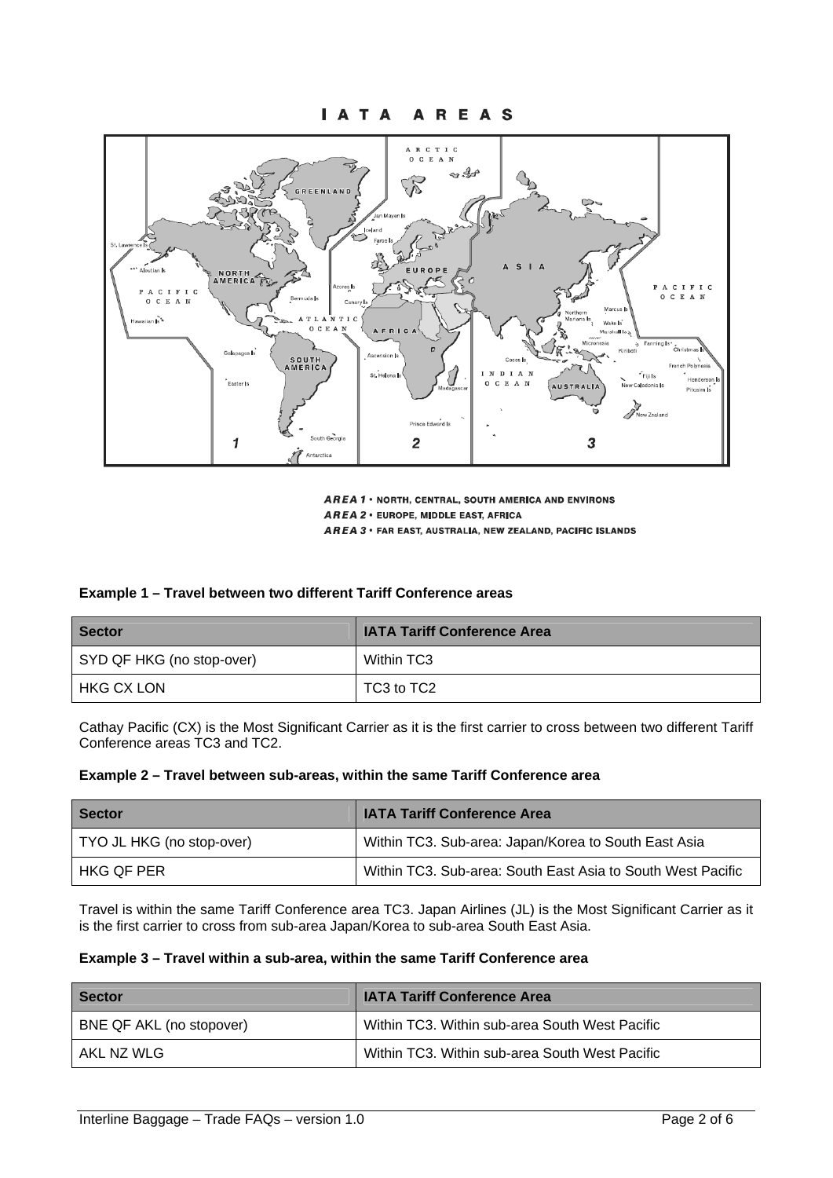# IATA AREAS

**AREA 1** • NORTH, CENTRAL, SOUTH AMERICA AND ENVIRONS
**AREA 2** • EUROPE, MIDDLE EAST, AFRICA
**AREA 3** • FAR EAST, AUSTRALIA, NEW ZEALAND, PACIFIC ISLANDS

#### Example 1 – Travel between two different Tariff Conference areas

| Sector | IATA Tariff Conference Area |
| --- | --- |
| SYD QF HKG (no stop-over) | Within TC3 |
| HKG CX LON | TC3 to TC2 |

Cathay Pacific (CX) is the Most Significant Carrier as it is the first carrier to cross between two different Tariff Conference areas TC3 and TC2.

#### Example 2 – Travel between sub-areas, within the same Tariff Conference area

| Sector | IATA Tariff Conference Area |
| --- | --- |
| TYO JL HKG (no stop-over) | Within TC3. Sub-area: Japan/Korea to South East Asia |
| HKG QF PER | Within TC3. Sub-area: South East Asia to South West Pacific |

Travel is within the same Tariff Conference area TC3. Japan Airlines (JL) is the Most Significant Carrier as it is the first carrier to cross from sub-area Japan/Korea to sub-area South East Asia.

#### Example 3 – Travel within a sub-area, within the same Tariff Conference area

| Sector | IATA Tariff Conference Area |
| --- | --- |
| BNE QF AKL (no stopover) | Within TC3. Within sub-area South West Pacific |
| AKL NZ WLG | Within TC3. Within sub-area South West Pacific |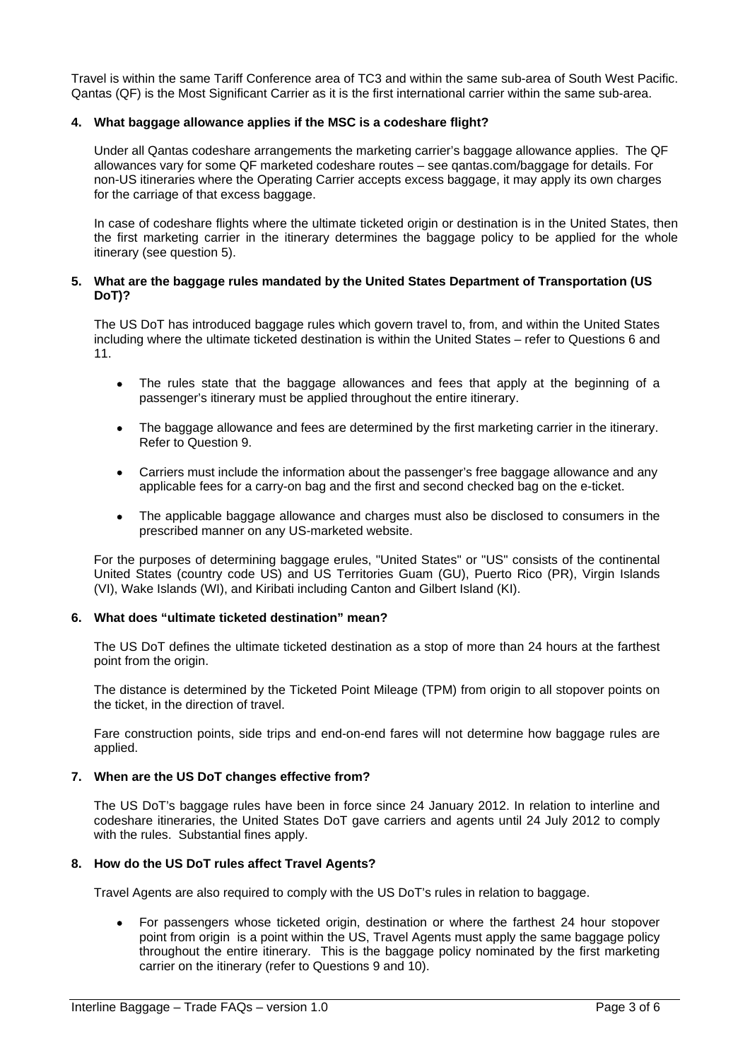Travel is within the same Tariff Conference area of TC3 and within the same sub-area of South West Pacific. Qantas (QF) is the Most Significant Carrier as it is the first international carrier within the same sub-area.

**4. What baggage allowance applies if the MSC is a codeshare flight?**

Under all Qantas codeshare arrangements the marketing carrier's baggage allowance applies. The QF allowances vary for some QF marketed codeshare routes – see qantas.com/baggage for details. For non-US itineraries where the Operating Carrier accepts excess baggage, it may apply its own charges for the carriage of that excess baggage.

In case of codeshare flights where the ultimate ticketed origin or destination is in the United States, then the first marketing carrier in the itinerary determines the baggage policy to be applied for the whole itinerary (see question 5).

**5. What are the baggage rules mandated by the United States Department of Transportation (US DoT)?**

The US DoT has introduced baggage rules which govern travel to, from, and within the United States including where the ultimate ticketed destination is within the United States – refer to Questions 6 and 11.

- The rules state that the baggage allowances and fees that apply at the beginning of a passenger's itinerary must be applied throughout the entire itinerary.
- The baggage allowance and fees are determined by the first marketing carrier in the itinerary. Refer to Question 9.
- Carriers must include the information about the passenger's free baggage allowance and any applicable fees for a carry-on bag and the first and second checked bag on the e-ticket.
- The applicable baggage allowance and charges must also be disclosed to consumers in the prescribed manner on any US-marketed website.

For the purposes of determining baggage erules, "United States" or "US" consists of the continental United States (country code US) and US Territories Guam (GU), Puerto Rico (PR), Virgin Islands (VI), Wake Islands (WI), and Kiribati including Canton and Gilbert Island (KI).

**6. What does "ultimate ticketed destination" mean?**

The US DoT defines the ultimate ticketed destination as a stop of more than 24 hours at the farthest point from the origin.

The distance is determined by the Ticketed Point Mileage (TPM) from origin to all stopover points on the ticket, in the direction of travel.

Fare construction points, side trips and end-on-end fares will not determine how baggage rules are applied.

**7. When are the US DoT changes effective from?**

The US DoT's baggage rules have been in force since 24 January 2012. In relation to interline and codeshare itineraries, the United States DoT gave carriers and agents until 24 July 2012 to comply with the rules. Substantial fines apply.

**8. How do the US DoT rules affect Travel Agents?**

Travel Agents are also required to comply with the US DoT's rules in relation to baggage.

- For passengers whose ticketed origin, destination or where the farthest 24 hour stopover point from origin is a point within the US, Travel Agents must apply the same baggage policy throughout the entire itinerary. This is the baggage policy nominated by the first marketing carrier on the itinerary (refer to Questions 9 and 10).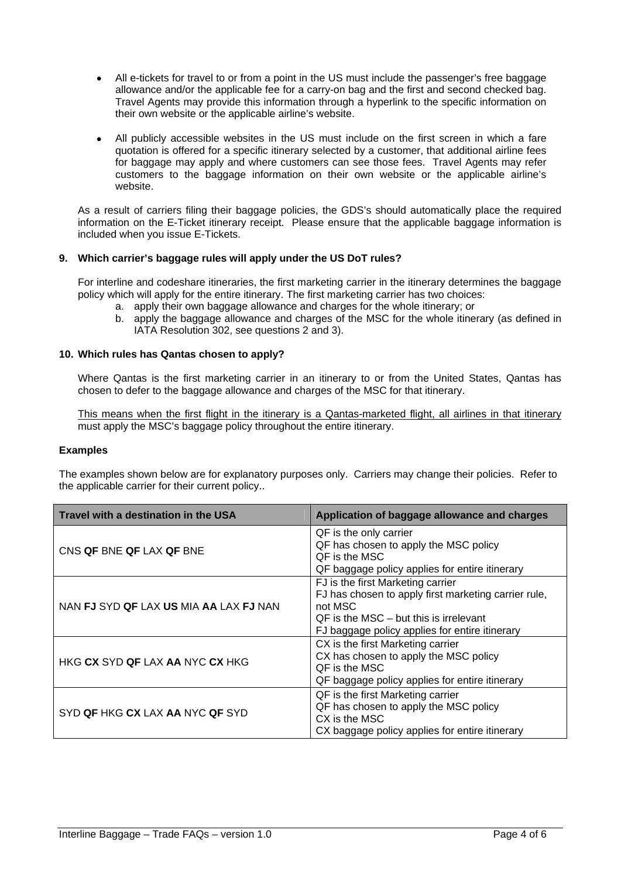- All e-tickets for travel to or from a point in the US must include the passenger's free baggage allowance and/or the applicable fee for a carry-on bag and the first and second checked bag. Travel Agents may provide this information through a hyperlink to the specific information on their own website or the applicable airline's website.

- All publicly accessible websites in the US must include on the first screen in which a fare quotation is offered for a specific itinerary selected by a customer, that additional airline fees for baggage may apply and where customers can see those fees. Travel Agents may refer customers to the baggage information on their own website or the applicable airline's website.

As a result of carriers filing their baggage policies, the GDS's should automatically place the required information on the E-Ticket itinerary receipt. Please ensure that the applicable baggage information is included when you issue E-Tickets.

### 9. Which carrier's baggage rules will apply under the US DoT rules?

For interline and codeshare itineraries, the first marketing carrier in the itinerary determines the baggage policy which will apply for the entire itinerary. The first marketing carrier has two choices:

a. apply their own baggage allowance and charges for the whole itinerary; or
b. apply the baggage allowance and charges of the MSC for the whole itinerary (as defined in IATA Resolution 302, see questions 2 and 3).

### 10. Which rules has Qantas chosen to apply?

Where Qantas is the first marketing carrier in an itinerary to or from the United States, Qantas has chosen to defer to the baggage allowance and charges of the MSC for that itinerary.

<u>This means when the first flight in the itinerary is a Qantas-marketed flight, all airlines in that itinerary</u> must apply the MSC's baggage policy throughout the entire itinerary.

**Examples**

The examples shown below are for explanatory purposes only. Carriers may change their policies. Refer to the applicable carrier for their current policy..

| Travel with a destination in the USA | Application of baggage allowance and charges |
|---|---|
| CNS **QF** BNE **QF** LAX **QF** BNE | QF is the only carrier<br>QF has chosen to apply the MSC policy<br>QF is the MSC<br>QF baggage policy applies for entire itinerary |
| NAN **FJ** SYD **QF** LAX **US** MIA **AA** LAX **FJ** NAN | FJ is the first Marketing carrier<br>FJ has chosen to apply first marketing carrier rule, not MSC<br>QF is the MSC – but this is irrelevant<br>FJ baggage policy applies for entire itinerary |
| HKG **CX** SYD **QF** LAX **AA** NYC **CX** HKG | CX is the first Marketing carrier<br>CX has chosen to apply the MSC policy<br>QF is the MSC<br>QF baggage policy applies for entire itinerary |
| SYD **QF** HKG **CX** LAX **AA** NYC **QF** SYD | QF is the first Marketing carrier<br>QF has chosen to apply the MSC policy<br>CX is the MSC<br>CX baggage policy applies for entire itinerary |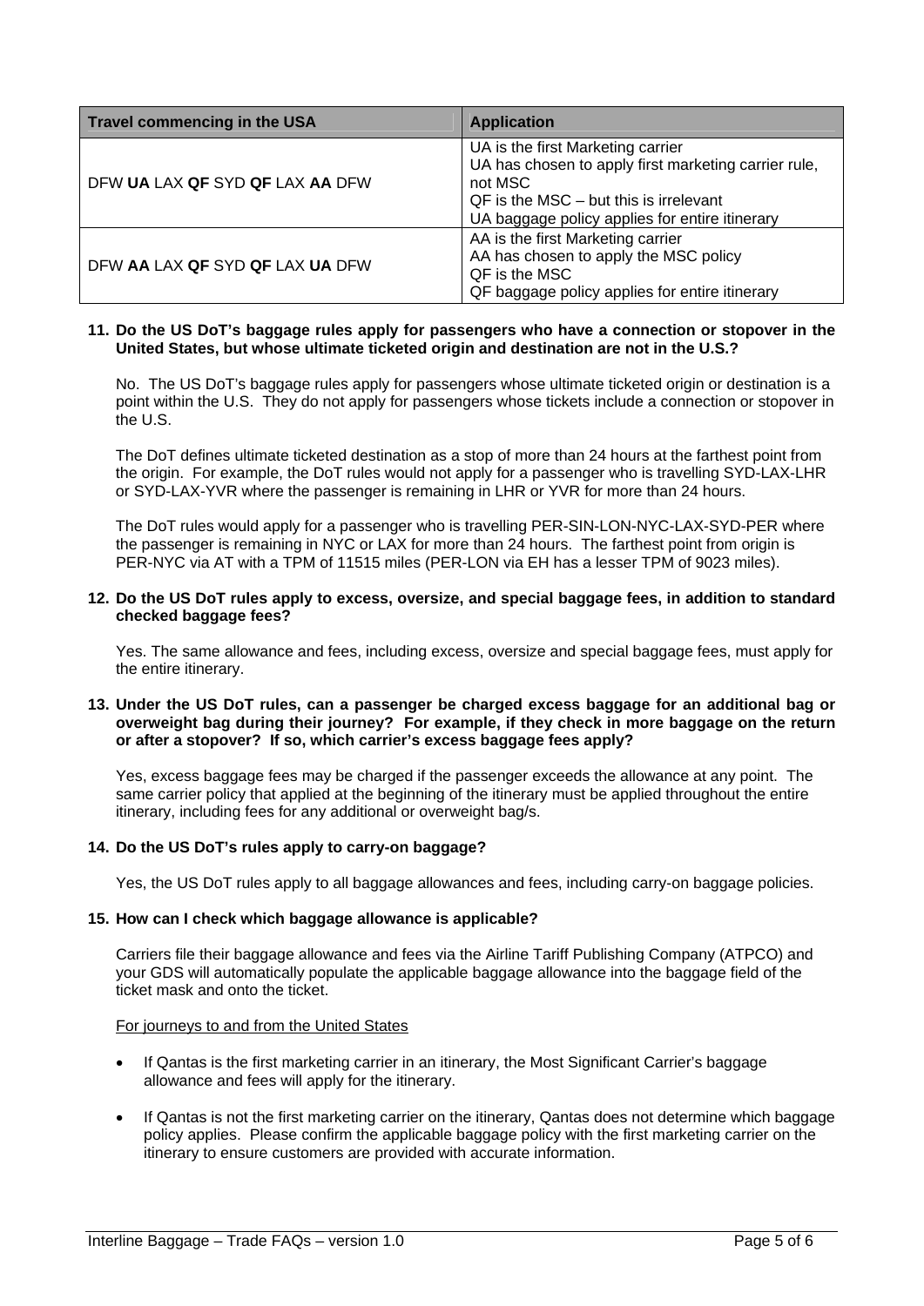| Travel commencing in the USA | Application |
|---|---|
| DFW **UA** LAX **QF** SYD **QF** LAX **AA** DFW | UA is the first Marketing carrier<br>UA has chosen to apply first marketing carrier rule, not MSC<br>QF is the MSC – but this is irrelevant<br>UA baggage policy applies for entire itinerary |
| DFW **AA** LAX **QF** SYD **QF** LAX **UA** DFW | AA is the first Marketing carrier<br>AA has chosen to apply the MSC policy<br>QF is the MSC<br>QF baggage policy applies for entire itinerary |

**11. Do the US DoT's baggage rules apply for passengers who have a connection or stopover in the United States, but whose ultimate ticketed origin and destination are not in the U.S.?**

No. The US DoT's baggage rules apply for passengers whose ultimate ticketed origin or destination is a point within the U.S. They do not apply for passengers whose tickets include a connection or stopover in the U.S.

The DoT defines ultimate ticketed destination as a stop of more than 24 hours at the farthest point from the origin. For example, the DoT rules would not apply for a passenger who is travelling SYD-LAX-LHR or SYD-LAX-YVR where the passenger is remaining in LHR or YVR for more than 24 hours.

The DoT rules would apply for a passenger who is travelling PER-SIN-LON-NYC-LAX-SYD-PER where the passenger is remaining in NYC or LAX for more than 24 hours. The farthest point from origin is PER-NYC via AT with a TPM of 11515 miles (PER-LON via EH has a lesser TPM of 9023 miles).

**12. Do the US DoT rules apply to excess, oversize, and special baggage fees, in addition to standard checked baggage fees?**

Yes. The same allowance and fees, including excess, oversize and special baggage fees, must apply for the entire itinerary.

**13. Under the US DoT rules, can a passenger be charged excess baggage for an additional bag or overweight bag during their journey? For example, if they check in more baggage on the return or after a stopover? If so, which carrier's excess baggage fees apply?**

Yes, excess baggage fees may be charged if the passenger exceeds the allowance at any point. The same carrier policy that applied at the beginning of the itinerary must be applied throughout the entire itinerary, including fees for any additional or overweight bag/s.

**14. Do the US DoT's rules apply to carry-on baggage?**

Yes, the US DoT rules apply to all baggage allowances and fees, including carry-on baggage policies.

**15. How can I check which baggage allowance is applicable?**

Carriers file their baggage allowance and fees via the Airline Tariff Publishing Company (ATPCO) and your GDS will automatically populate the applicable baggage allowance into the baggage field of the ticket mask and onto the ticket.

<u>For journeys to and from the United States</u>

- If Qantas is the first marketing carrier in an itinerary, the Most Significant Carrier's baggage allowance and fees will apply for the itinerary.

- If Qantas is not the first marketing carrier on the itinerary, Qantas does not determine which baggage policy applies. Please confirm the applicable baggage policy with the first marketing carrier on the itinerary to ensure customers are provided with accurate information.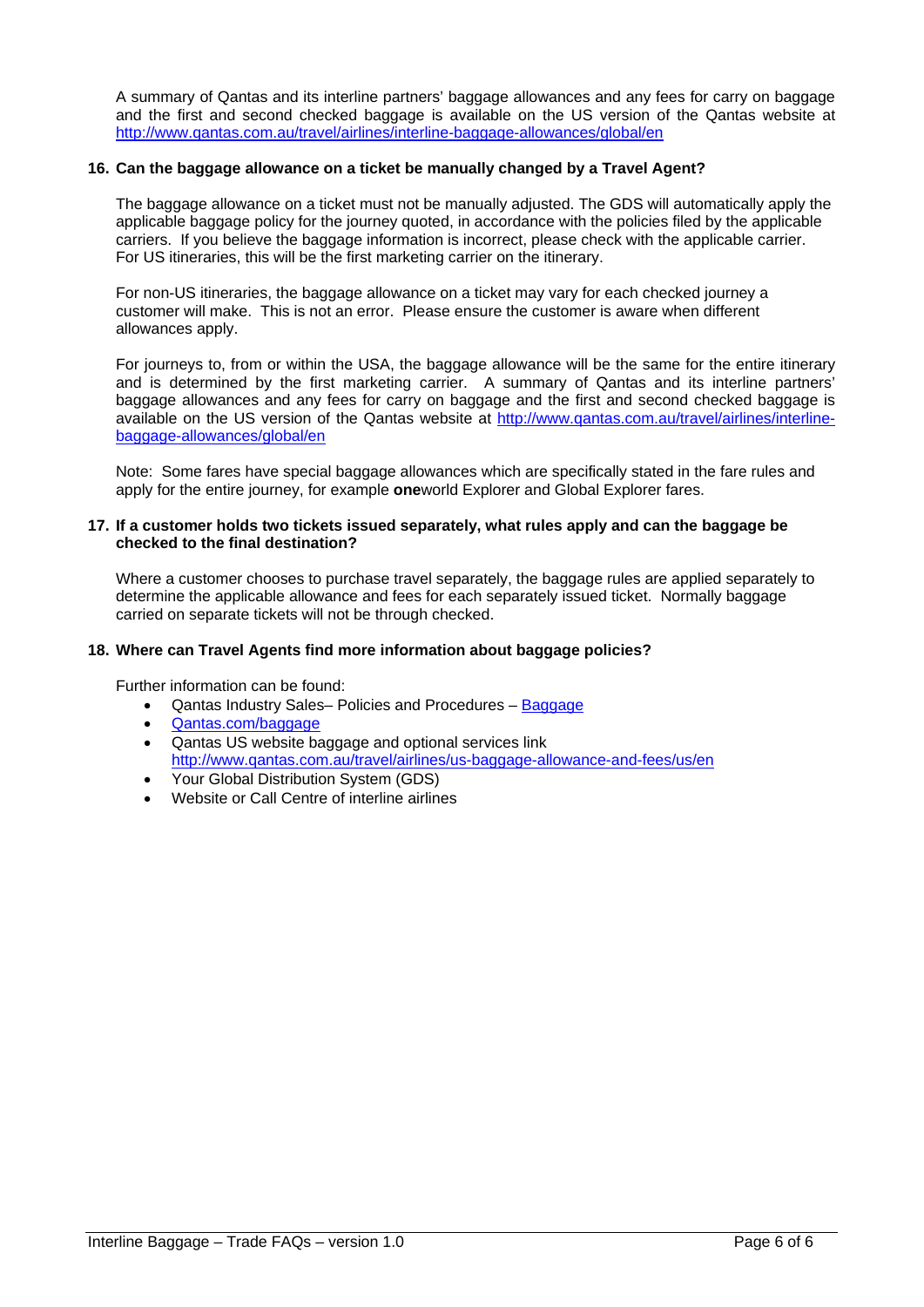A summary of Qantas and its interline partners' baggage allowances and any fees for carry on baggage and the first and second checked baggage is available on the US version of the Qantas website at [http://www.qantas.com.au/travel/airlines/interline-baggage-allowances/global/en](http://www.qantas.com.au/travel/airlines/interline-baggage-allowances/global/en)

**16. Can the baggage allowance on a ticket be manually changed by a Travel Agent?**

The baggage allowance on a ticket must not be manually adjusted. The GDS will automatically apply the applicable baggage policy for the journey quoted, in accordance with the policies filed by the applicable carriers. If you believe the baggage information is incorrect, please check with the applicable carrier. For US itineraries, this will be the first marketing carrier on the itinerary.

For non-US itineraries, the baggage allowance on a ticket may vary for each checked journey a customer will make. This is not an error. Please ensure the customer is aware when different allowances apply.

For journeys to, from or within the USA, the baggage allowance will be the same for the entire itinerary and is determined by the first marketing carrier. A summary of Qantas and its interline partners' baggage allowances and any fees for carry on baggage and the first and second checked baggage is available on the US version of the Qantas website at [http://www.qantas.com.au/travel/airlines/interline-baggage-allowances/global/en](http://www.qantas.com.au/travel/airlines/interline-baggage-allowances/global/en)

Note: Some fares have special baggage allowances which are specifically stated in the fare rules and apply for the entire journey, for example **one**world Explorer and Global Explorer fares.

**17. If a customer holds two tickets issued separately, what rules apply and can the baggage be checked to the final destination?**

Where a customer chooses to purchase travel separately, the baggage rules are applied separately to determine the applicable allowance and fees for each separately issued ticket. Normally baggage carried on separate tickets will not be through checked.

**18. Where can Travel Agents find more information about baggage policies?**

Further information can be found:

- Qantas Industry Sales– Policies and Procedures – Baggage
- Qantas.com/baggage
- Qantas US website baggage and optional services link [http://www.qantas.com.au/travel/airlines/us-baggage-allowance-and-fees/us/en](http://www.qantas.com.au/travel/airlines/us-baggage-allowance-and-fees/us/en)
- Your Global Distribution System (GDS)
- Website or Call Centre of interline airlines